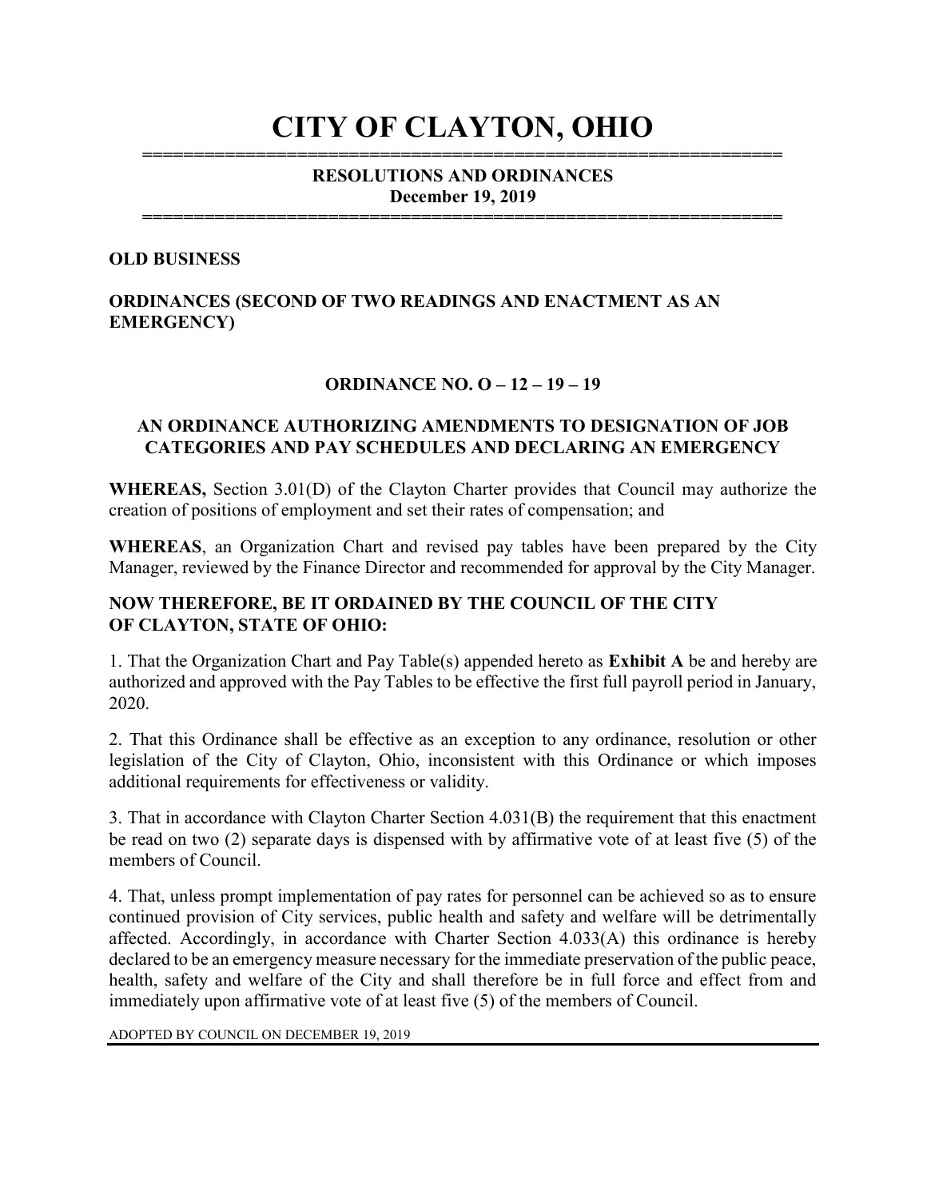# CITY OF CLAYTON, OHIO

=============================================================

**RESOLUTIONS AND ORDINANCES**
**December 19, 2019**

=============================================================

**OLD BUSINESS**

**ORDINANCES (SECOND OF TWO READINGS AND ENACTMENT AS AN EMERGENCY)**

**ORDINANCE NO. O – 12 – 19 – 19**

**AN ORDINANCE AUTHORIZING AMENDMENTS TO DESIGNATION OF JOB CATEGORIES AND PAY SCHEDULES AND DECLARING AN EMERGENCY**

**WHEREAS,** Section 3.01(D) of the Clayton Charter provides that Council may authorize the creation of positions of employment and set their rates of compensation; and

**WHEREAS**, an Organization Chart and revised pay tables have been prepared by the City Manager, reviewed by the Finance Director and recommended for approval by the City Manager.

**NOW THEREFORE, BE IT ORDAINED BY THE COUNCIL OF THE CITY OF CLAYTON, STATE OF OHIO:**

1. That the Organization Chart and Pay Table(s) appended hereto as **Exhibit A** be and hereby are authorized and approved with the Pay Tables to be effective the first full payroll period in January, 2020.

2. That this Ordinance shall be effective as an exception to any ordinance, resolution or other legislation of the City of Clayton, Ohio, inconsistent with this Ordinance or which imposes additional requirements for effectiveness or validity.

3. That in accordance with Clayton Charter Section 4.031(B) the requirement that this enactment be read on two (2) separate days is dispensed with by affirmative vote of at least five (5) of the members of Council.

4. That, unless prompt implementation of pay rates for personnel can be achieved so as to ensure continued provision of City services, public health and safety and welfare will be detrimentally affected. Accordingly, in accordance with Charter Section 4.033(A) this ordinance is hereby declared to be an emergency measure necessary for the immediate preservation of the public peace, health, safety and welfare of the City and shall therefore be in full force and effect from and immediately upon affirmative vote of at least five (5) of the members of Council.

ADOPTED BY COUNCIL ON DECEMBER 19, 2019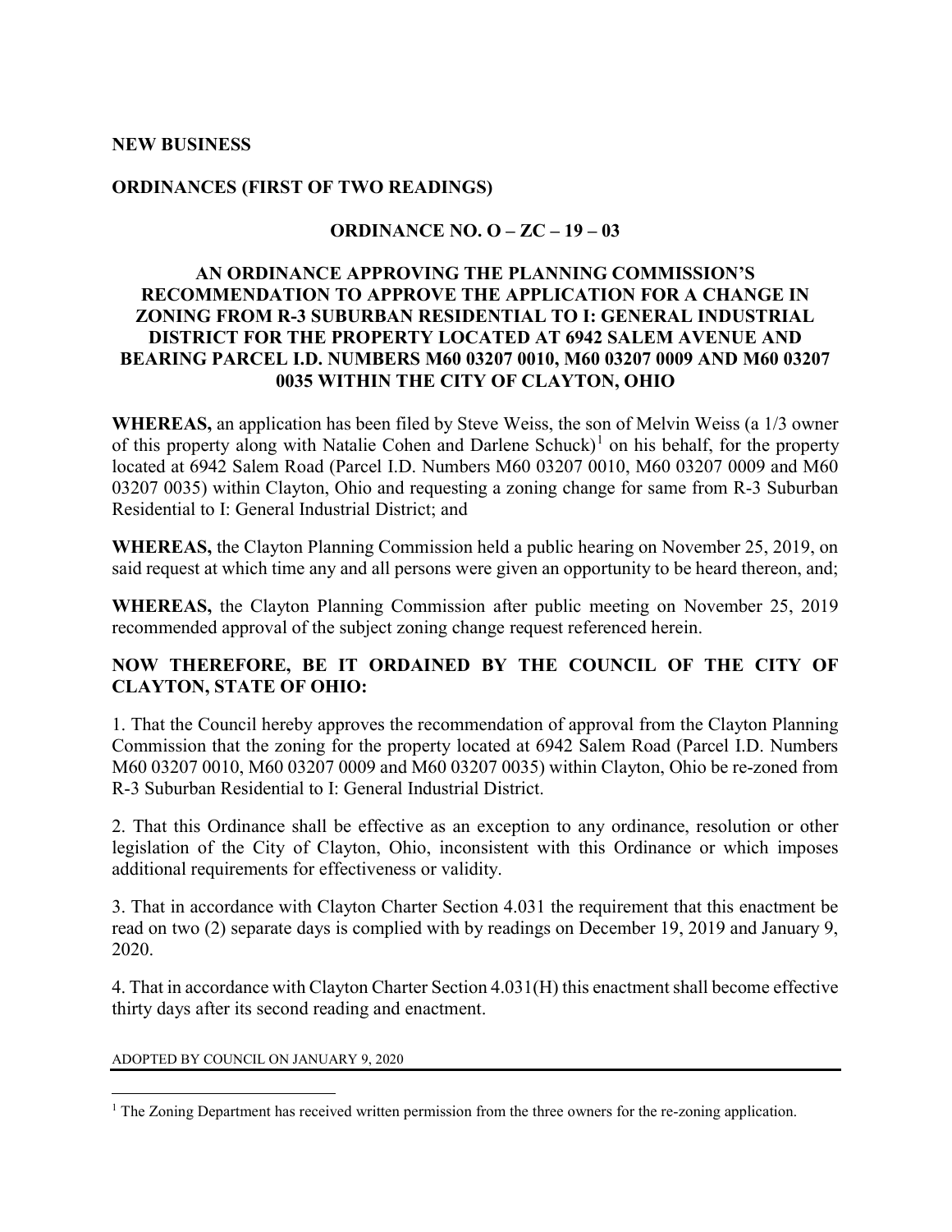**NEW BUSINESS**

**ORDINANCES (FIRST OF TWO READINGS)**

**ORDINANCE NO. O – ZC – 19 – 03**

**AN ORDINANCE APPROVING THE PLANNING COMMISSION'S RECOMMENDATION TO APPROVE THE APPLICATION FOR A CHANGE IN ZONING FROM R-3 SUBURBAN RESIDENTIAL TO I: GENERAL INDUSTRIAL DISTRICT FOR THE PROPERTY LOCATED AT 6942 SALEM AVENUE AND BEARING PARCEL I.D. NUMBERS M60 03207 0010, M60 03207 0009 AND M60 03207 0035 WITHIN THE CITY OF CLAYTON, OHIO**

**WHEREAS,** an application has been filed by Steve Weiss, the son of Melvin Weiss (a 1/3 owner of this property along with Natalie Cohen and Darlene Schuck)[1] on his behalf, for the property located at 6942 Salem Road (Parcel I.D. Numbers M60 03207 0010, M60 03207 0009 and M60 03207 0035) within Clayton, Ohio and requesting a zoning change for same from R-3 Suburban Residential to I: General Industrial District; and

**WHEREAS,** the Clayton Planning Commission held a public hearing on November 25, 2019, on said request at which time any and all persons were given an opportunity to be heard thereon, and;

**WHEREAS,** the Clayton Planning Commission after public meeting on November 25, 2019 recommended approval of the subject zoning change request referenced herein.

**NOW THEREFORE, BE IT ORDAINED BY THE COUNCIL OF THE CITY OF CLAYTON, STATE OF OHIO:**

1. That the Council hereby approves the recommendation of approval from the Clayton Planning Commission that the zoning for the property located at 6942 Salem Road (Parcel I.D. Numbers M60 03207 0010, M60 03207 0009 and M60 03207 0035) within Clayton, Ohio be re-zoned from R-3 Suburban Residential to I: General Industrial District.

2. That this Ordinance shall be effective as an exception to any ordinance, resolution or other legislation of the City of Clayton, Ohio, inconsistent with this Ordinance or which imposes additional requirements for effectiveness or validity.

3. That in accordance with Clayton Charter Section 4.031 the requirement that this enactment be read on two (2) separate days is complied with by readings on December 19, 2019 and January 9, 2020.

4. That in accordance with Clayton Charter Section 4.031(H) this enactment shall become effective thirty days after its second reading and enactment.

ADOPTED BY COUNCIL ON JANUARY 9, 2020

---

[1] The Zoning Department has received written permission from the three owners for the re-zoning application.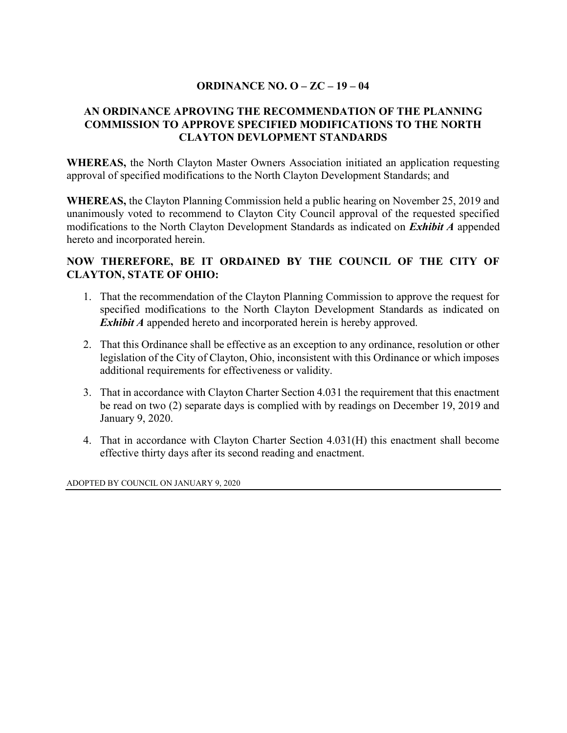**ORDINANCE NO. O – ZC – 19 – 04**

**AN ORDINANCE APROVING THE RECOMMENDATION OF THE PLANNING COMMISSION TO APPROVE SPECIFIED MODIFICATIONS TO THE NORTH CLAYTON DEVLOPMENT STANDARDS**

**WHEREAS,** the North Clayton Master Owners Association initiated an application requesting approval of specified modifications to the North Clayton Development Standards; and

**WHEREAS,** the Clayton Planning Commission held a public hearing on November 25, 2019 and unanimously voted to recommend to Clayton City Council approval of the requested specified modifications to the North Clayton Development Standards as indicated on ***Exhibit A*** appended hereto and incorporated herein.

**NOW THEREFORE, BE IT ORDAINED BY THE COUNCIL OF THE CITY OF CLAYTON, STATE OF OHIO:**

1. That the recommendation of the Clayton Planning Commission to approve the request for specified modifications to the North Clayton Development Standards as indicated on ***Exhibit A*** appended hereto and incorporated herein is hereby approved.

2. That this Ordinance shall be effective as an exception to any ordinance, resolution or other legislation of the City of Clayton, Ohio, inconsistent with this Ordinance or which imposes additional requirements for effectiveness or validity.

3. That in accordance with Clayton Charter Section 4.031 the requirement that this enactment be read on two (2) separate days is complied with by readings on December 19, 2019 and January 9, 2020.

4. That in accordance with Clayton Charter Section 4.031(H) this enactment shall become effective thirty days after its second reading and enactment.

ADOPTED BY COUNCIL ON JANUARY 9, 2020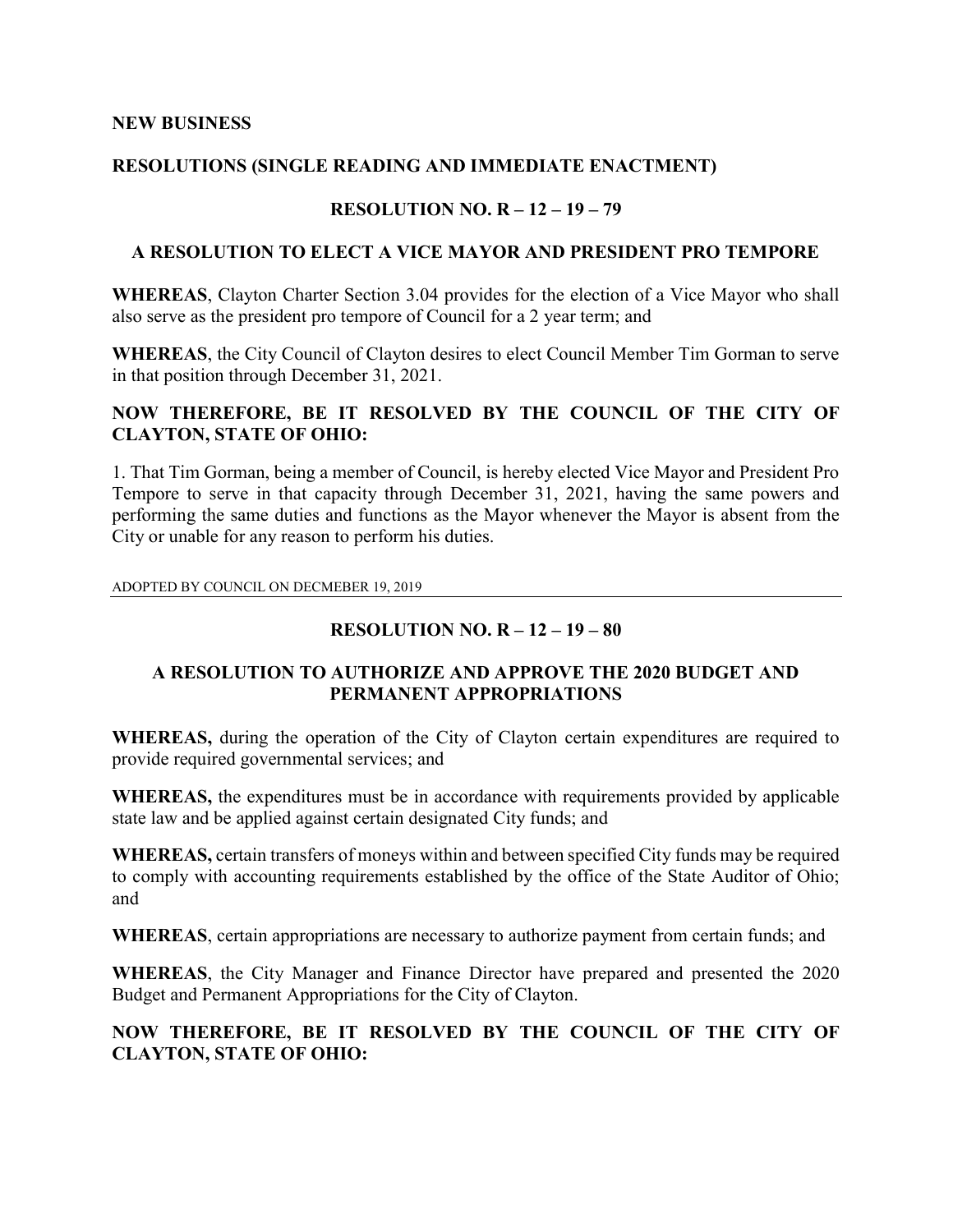**NEW BUSINESS**

**RESOLUTIONS (SINGLE READING AND IMMEDIATE ENACTMENT)**

**RESOLUTION NO. R – 12 – 19 – 79**

**A RESOLUTION TO ELECT A VICE MAYOR AND PRESIDENT PRO TEMPORE**

**WHEREAS**, Clayton Charter Section 3.04 provides for the election of a Vice Mayor who shall also serve as the president pro tempore of Council for a 2 year term; and

**WHEREAS**, the City Council of Clayton desires to elect Council Member Tim Gorman to serve in that position through December 31, 2021.

**NOW THEREFORE, BE IT RESOLVED BY THE COUNCIL OF THE CITY OF CLAYTON, STATE OF OHIO:**

1. That Tim Gorman, being a member of Council, is hereby elected Vice Mayor and President Pro Tempore to serve in that capacity through December 31, 2021, having the same powers and performing the same duties and functions as the Mayor whenever the Mayor is absent from the City or unable for any reason to perform his duties.

ADOPTED BY COUNCIL ON DECMEBER 19, 2019

---

**RESOLUTION NO. R – 12 – 19 – 80**

**A RESOLUTION TO AUTHORIZE AND APPROVE THE 2020 BUDGET AND PERMANENT APPROPRIATIONS**

**WHEREAS,** during the operation of the City of Clayton certain expenditures are required to provide required governmental services; and

**WHEREAS,** the expenditures must be in accordance with requirements provided by applicable state law and be applied against certain designated City funds; and

**WHEREAS,** certain transfers of moneys within and between specified City funds may be required to comply with accounting requirements established by the office of the State Auditor of Ohio; and

**WHEREAS**, certain appropriations are necessary to authorize payment from certain funds; and

**WHEREAS**, the City Manager and Finance Director have prepared and presented the 2020 Budget and Permanent Appropriations for the City of Clayton.

**NOW THEREFORE, BE IT RESOLVED BY THE COUNCIL OF THE CITY OF CLAYTON, STATE OF OHIO:**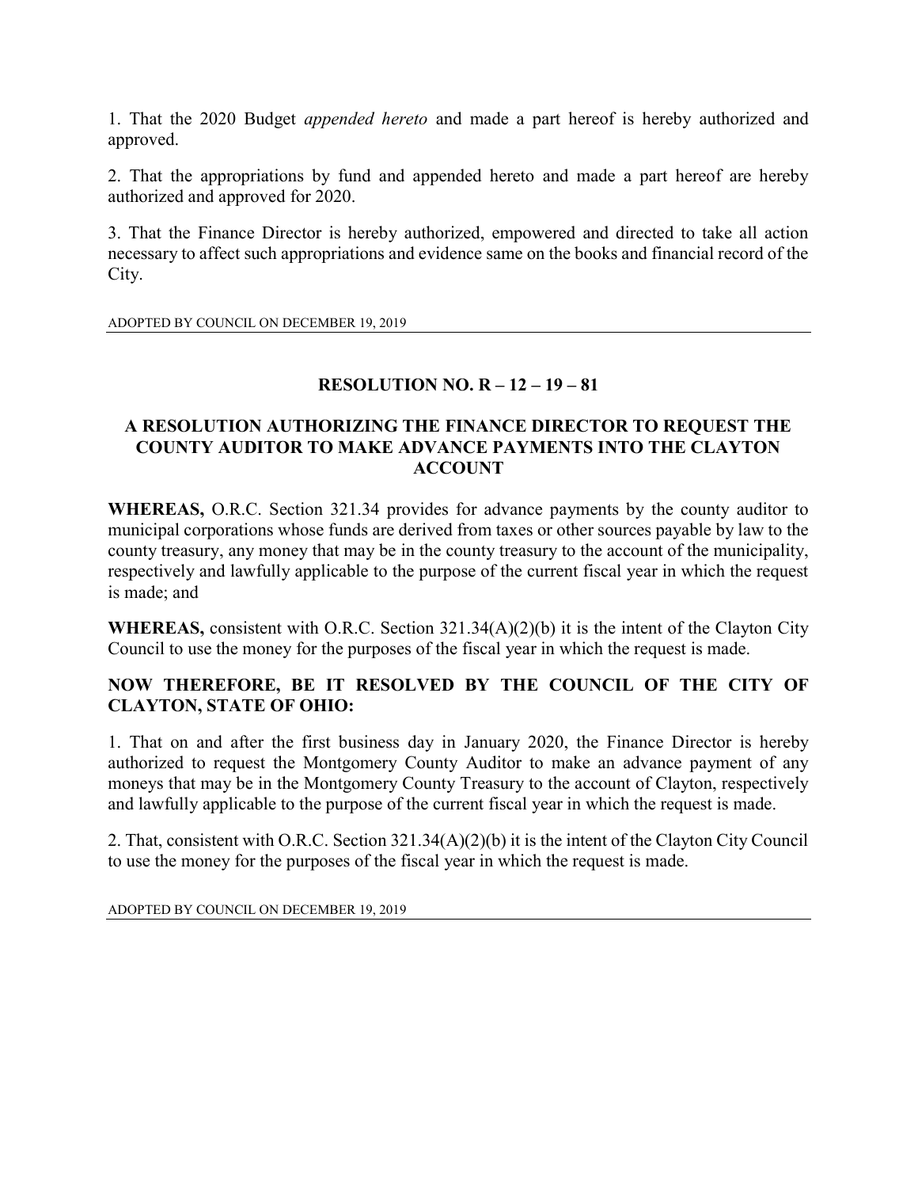1. That the 2020 Budget *appended hereto* and made a part hereof is hereby authorized and approved.

2. That the appropriations by fund and appended hereto and made a part hereof are hereby authorized and approved for 2020.

3. That the Finance Director is hereby authorized, empowered and directed to take all action necessary to affect such appropriations and evidence same on the books and financial record of the City.

ADOPTED BY COUNCIL ON DECEMBER 19, 2019

---

## RESOLUTION NO. R – 12 – 19 – 81

## A RESOLUTION AUTHORIZING THE FINANCE DIRECTOR TO REQUEST THE COUNTY AUDITOR TO MAKE ADVANCE PAYMENTS INTO THE CLAYTON ACCOUNT

**WHEREAS,** O.R.C. Section 321.34 provides for advance payments by the county auditor to municipal corporations whose funds are derived from taxes or other sources payable by law to the county treasury, any money that may be in the county treasury to the account of the municipality, respectively and lawfully applicable to the purpose of the current fiscal year in which the request is made; and

**WHEREAS,** consistent with O.R.C. Section 321.34(A)(2)(b) it is the intent of the Clayton City Council to use the money for the purposes of the fiscal year in which the request is made.

**NOW THEREFORE, BE IT RESOLVED BY THE COUNCIL OF THE CITY OF CLAYTON, STATE OF OHIO:**

1. That on and after the first business day in January 2020, the Finance Director is hereby authorized to request the Montgomery County Auditor to make an advance payment of any moneys that may be in the Montgomery County Treasury to the account of Clayton, respectively and lawfully applicable to the purpose of the current fiscal year in which the request is made.

2. That, consistent with O.R.C. Section 321.34(A)(2)(b) it is the intent of the Clayton City Council to use the money for the purposes of the fiscal year in which the request is made.

ADOPTED BY COUNCIL ON DECEMBER 19, 2019

---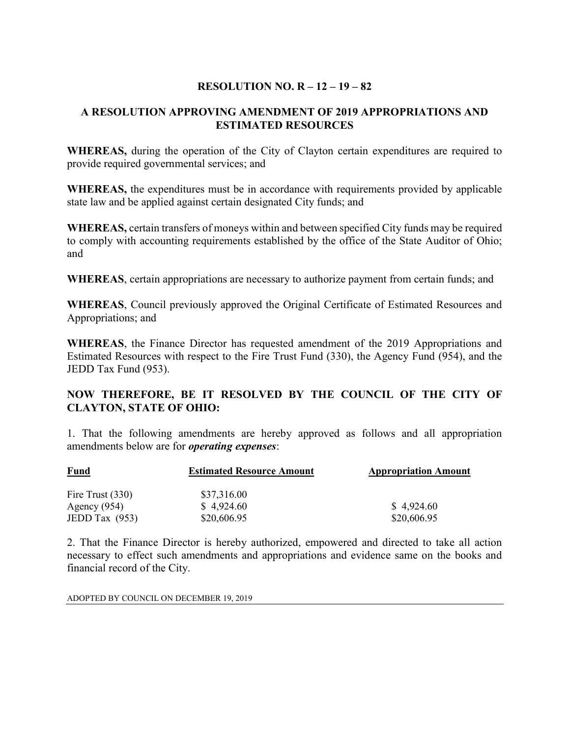**RESOLUTION NO. R – 12 – 19 – 82**

**A RESOLUTION APPROVING AMENDMENT OF 2019 APPROPRIATIONS AND ESTIMATED RESOURCES**

**WHEREAS,** during the operation of the City of Clayton certain expenditures are required to provide required governmental services; and

**WHEREAS,** the expenditures must be in accordance with requirements provided by applicable state law and be applied against certain designated City funds; and

**WHEREAS,** certain transfers of moneys within and between specified City funds may be required to comply with accounting requirements established by the office of the State Auditor of Ohio; and

**WHEREAS**, certain appropriations are necessary to authorize payment from certain funds; and

**WHEREAS**, Council previously approved the Original Certificate of Estimated Resources and Appropriations; and

**WHEREAS**, the Finance Director has requested amendment of the 2019 Appropriations and Estimated Resources with respect to the Fire Trust Fund (330), the Agency Fund (954), and the JEDD Tax Fund (953).

**NOW THEREFORE, BE IT RESOLVED BY THE COUNCIL OF THE CITY OF CLAYTON, STATE OF OHIO:**

1. That the following amendments are hereby approved as follows and all appropriation amendments below are for ***operating expenses***:

| Fund | Estimated Resource Amount | Appropriation Amount |
|---|---|---|
| Fire Trust (330) | $37,316.00 | |
| Agency (954) | $ 4,924.60 | $ 4,924.60 |
| JEDD Tax (953) | $20,606.95 | $20,606.95 |

2. That the Finance Director is hereby authorized, empowered and directed to take all action necessary to effect such amendments and appropriations and evidence same on the books and financial record of the City.

ADOPTED BY COUNCIL ON DECEMBER 19, 2019